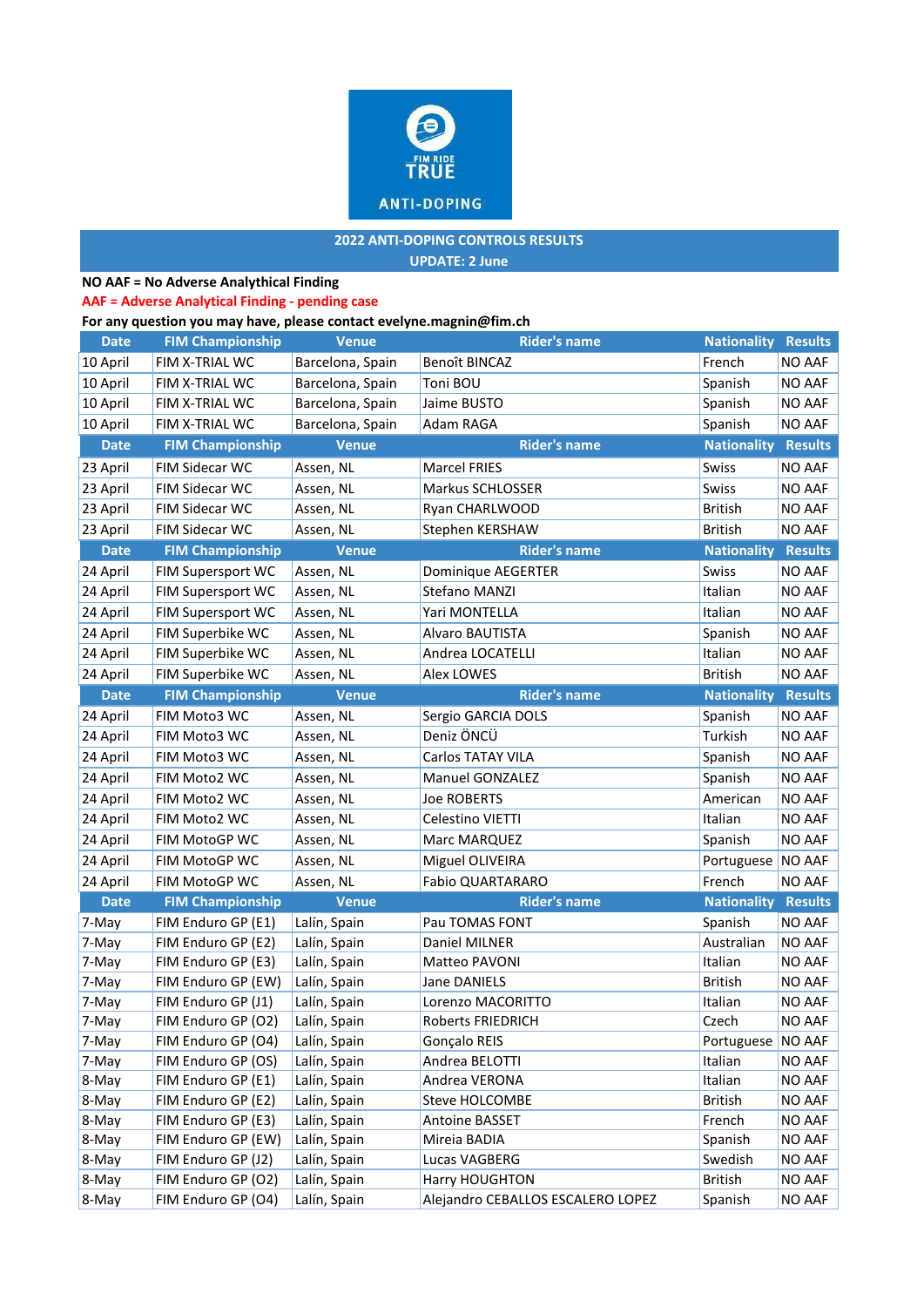FIM RIDE TRUE ANTI-DOPING

## 2022 ANTI-DOPING CONTROLS RESULTS

**UPDATE: 2 June**

**NO AAF = No Adverse Analytical Finding**

**AAF = Adverse Analytical Finding - pending case**

**For any question you may have, please contact evelyne.magnin@fim.ch**

| Date | FIM Championship | Venue | Rider's name | Nationality | Results |
|---|---|---|---|---|---|
| 10 April | FIM X-TRIAL WC | Barcelona, Spain | Benoît BINCAZ | French | NO AAF |
| 10 April | FIM X-TRIAL WC | Barcelona, Spain | Toni BOU | Spanish | NO AAF |
| 10 April | FIM X-TRIAL WC | Barcelona, Spain | Jaime BUSTO | Spanish | NO AAF |
| 10 April | FIM X-TRIAL WC | Barcelona, Spain | Adam RAGA | Spanish | NO AAF |
| **Date** | **FIM Championship** | **Venue** | **Rider's name** | **Nationality** | **Results** |
| 23 April | FIM Sidecar WC | Assen, NL | Marcel FRIES | Swiss | NO AAF |
| 23 April | FIM Sidecar WC | Assen, NL | Markus SCHLOSSER | Swiss | NO AAF |
| 23 April | FIM Sidecar WC | Assen, NL | Ryan CHARLWOOD | British | NO AAF |
| 23 April | FIM Sidecar WC | Assen, NL | Stephen KERSHAW | British | NO AAF |
| **Date** | **FIM Championship** | **Venue** | **Rider's name** | **Nationality** | **Results** |
| 24 April | FIM Supersport WC | Assen, NL | Dominique AEGERTER | Swiss | NO AAF |
| 24 April | FIM Supersport WC | Assen, NL | Stefano MANZI | Italian | NO AAF |
| 24 April | FIM Supersport WC | Assen, NL | Yari MONTELLA | Italian | NO AAF |
| 24 April | FIM Superbike WC | Assen, NL | Alvaro BAUTISTA | Spanish | NO AAF |
| 24 April | FIM Superbike WC | Assen, NL | Andrea LOCATELLI | Italian | NO AAF |
| 24 April | FIM Superbike WC | Assen, NL | Alex LOWES | British | NO AAF |
| **Date** | **FIM Championship** | **Venue** | **Rider's name** | **Nationality** | **Results** |
| 24 April | FIM Moto3 WC | Assen, NL | Sergio GARCIA DOLS | Spanish | NO AAF |
| 24 April | FIM Moto3 WC | Assen, NL | Deniz ÖNCÜ | Turkish | NO AAF |
| 24 April | FIM Moto3 WC | Assen, NL | Carlos TATAY VILA | Spanish | NO AAF |
| 24 April | FIM Moto2 WC | Assen, NL | Manuel GONZALEZ | Spanish | NO AAF |
| 24 April | FIM Moto2 WC | Assen, NL | Joe ROBERTS | American | NO AAF |
| 24 April | FIM Moto2 WC | Assen, NL | Celestino VIETTI | Italian | NO AAF |
| 24 April | FIM MotoGP WC | Assen, NL | Marc MARQUEZ | Spanish | NO AAF |
| 24 April | FIM MotoGP WC | Assen, NL | Miguel OLIVEIRA | Portuguese | NO AAF |
| 24 April | FIM MotoGP WC | Assen, NL | Fabio QUARTARARO | French | NO AAF |
| **Date** | **FIM Championship** | **Venue** | **Rider's name** | **Nationality** | **Results** |
| 7-May | FIM Enduro GP (E1) | Lalín, Spain | Pau TOMAS FONT | Spanish | NO AAF |
| 7-May | FIM Enduro GP (E2) | Lalín, Spain | Daniel MILNER | Australian | NO AAF |
| 7-May | FIM Enduro GP (E3) | Lalín, Spain | Matteo PAVONI | Italian | NO AAF |
| 7-May | FIM Enduro GP (EW) | Lalín, Spain | Jane DANIELS | British | NO AAF |
| 7-May | FIM Enduro GP (J1) | Lalín, Spain | Lorenzo MACORITTO | Italian | NO AAF |
| 7-May | FIM Enduro GP (O2) | Lalín, Spain | Roberts FRIEDRICH | Czech | NO AAF |
| 7-May | FIM Enduro GP (O4) | Lalín, Spain | Gonçalo REIS | Portuguese | NO AAF |
| 7-May | FIM Enduro GP (OS) | Lalín, Spain | Andrea BELOTTI | Italian | NO AAF |
| 8-May | FIM Enduro GP (E1) | Lalín, Spain | Andrea VERONA | Italian | NO AAF |
| 8-May | FIM Enduro GP (E2) | Lalín, Spain | Steve HOLCOMBE | British | NO AAF |
| 8-May | FIM Enduro GP (E3) | Lalín, Spain | Antoine BASSET | French | NO AAF |
| 8-May | FIM Enduro GP (EW) | Lalín, Spain | Mireia BADIA | Spanish | NO AAF |
| 8-May | FIM Enduro GP (J2) | Lalín, Spain | Lucas VAGBERG | Swedish | NO AAF |
| 8-May | FIM Enduro GP (O2) | Lalín, Spain | Harry HOUGHTON | British | NO AAF |
| 8-May | FIM Enduro GP (O4) | Lalín, Spain | Alejandro CEBALLOS ESCALERO LOPEZ | Spanish | NO AAF |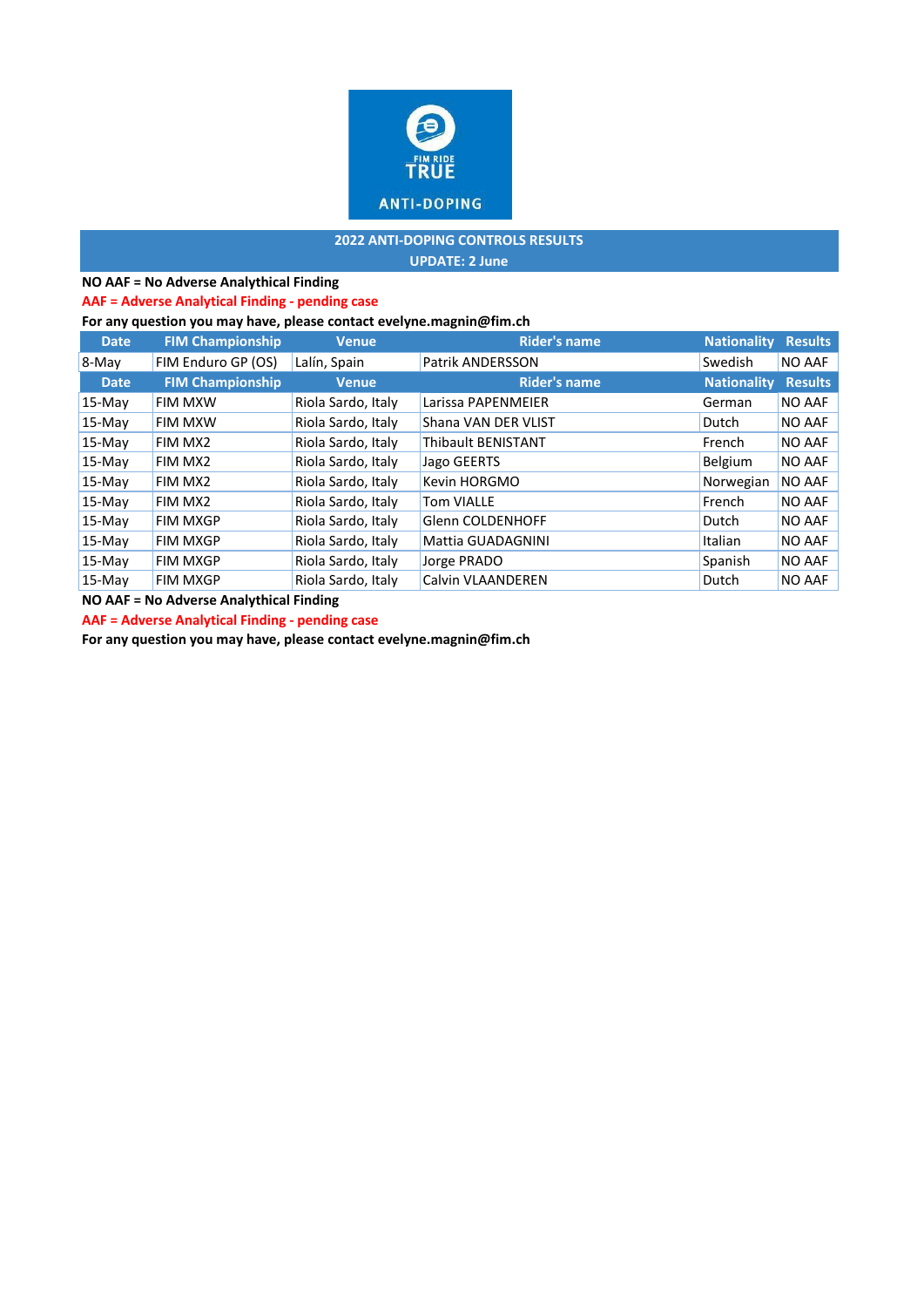## 2022 ANTI-DOPING CONTROLS RESULTS

**UPDATE: 2 June**

**NO AAF = No Adverse Analythical Finding**

**AAF = Adverse Analytical Finding - pending case**

**For any question you may have, please contact evelyne.magnin@fim.ch**

| Date | FIM Championship | Venue | Rider's name | Nationality | Results |
|---|---|---|---|---|---|
| 8-May | FIM Enduro GP (OS) | Lalín, Spain | Patrik ANDERSSON | Swedish | NO AAF |
| **Date** | **FIM Championship** | **Venue** | **Rider's name** | **Nationality** | **Results** |
| 15-May | FIM MXW | Riola Sardo, Italy | Larissa PAPENMEIER | German | NO AAF |
| 15-May | FIM MXW | Riola Sardo, Italy | Shana VAN DER VLIST | Dutch | NO AAF |
| 15-May | FIM MX2 | Riola Sardo, Italy | Thibault BENISTANT | French | NO AAF |
| 15-May | FIM MX2 | Riola Sardo, Italy | Jago GEERTS | Belgium | NO AAF |
| 15-May | FIM MX2 | Riola Sardo, Italy | Kevin HORGMO | Norwegian | NO AAF |
| 15-May | FIM MX2 | Riola Sardo, Italy | Tom VIALLE | French | NO AAF |
| 15-May | FIM MXGP | Riola Sardo, Italy | Glenn COLDENHOFF | Dutch | NO AAF |
| 15-May | FIM MXGP | Riola Sardo, Italy | Mattia GUADAGNINI | Italian | NO AAF |
| 15-May | FIM MXGP | Riola Sardo, Italy | Jorge PRADO | Spanish | NO AAF |
| 15-May | FIM MXGP | Riola Sardo, Italy | Calvin VLAANDEREN | Dutch | NO AAF |

**NO AAF = No Adverse Analythical Finding**

**AAF = Adverse Analytical Finding - pending case**

**For any question you may have, please contact evelyne.magnin@fim.ch**